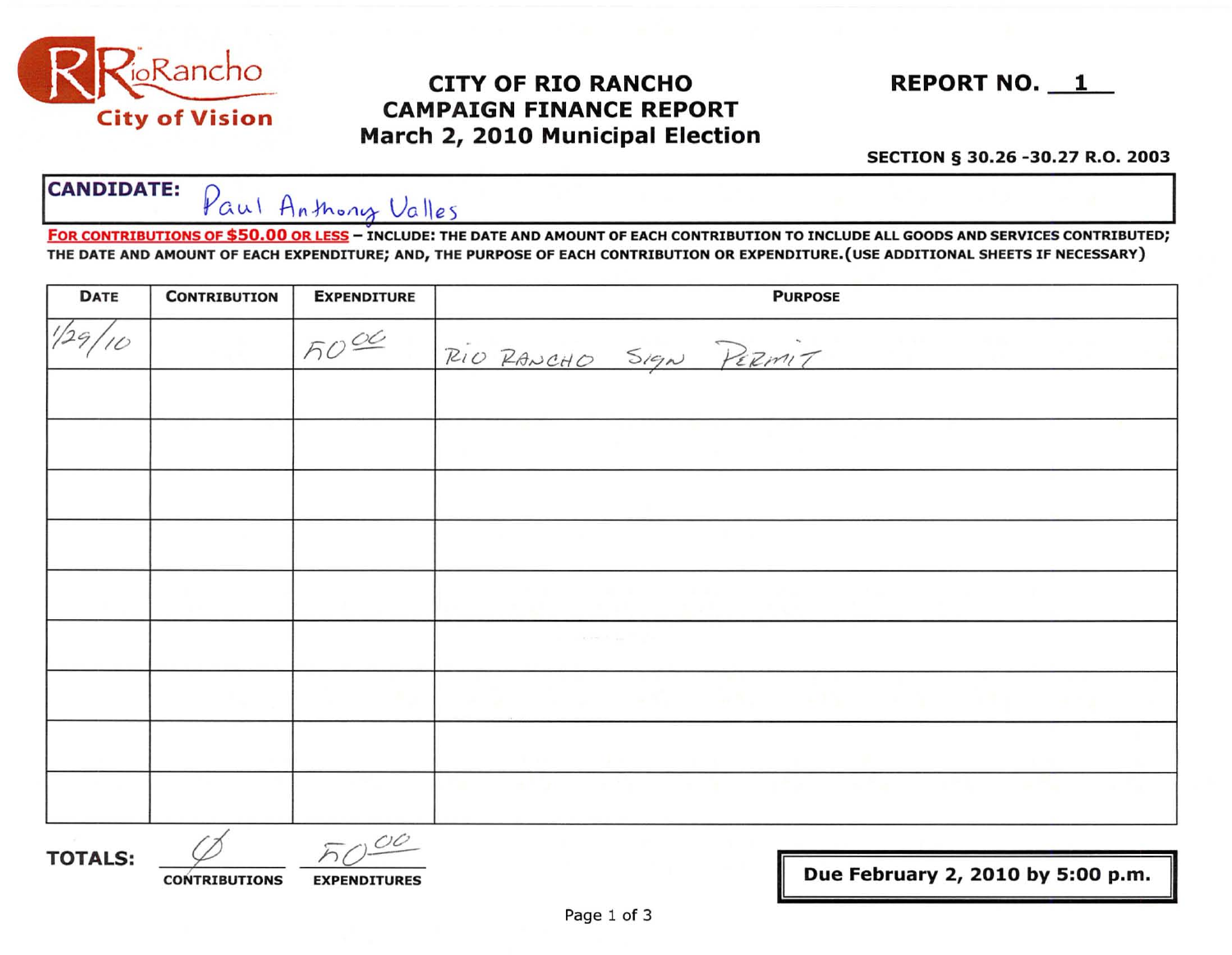RioRancho City of Vision

# CITY OF RIO RANCHO
## CAMPAIGN FINANCE REPORT
## March 2, 2010 Municipal Election

**REPORT NO. 1**

**SECTION § 30.26 -30.27 R.O. 2003**

**CANDIDATE:** Paul Anthony Valles

**FOR CONTRIBUTIONS OF $50.00 OR LESS** – INCLUDE: THE DATE AND AMOUNT OF EACH CONTRIBUTION TO INCLUDE ALL GOODS AND SERVICES CONTRIBUTED; THE DATE AND AMOUNT OF EACH EXPENDITURE; AND, THE PURPOSE OF EACH CONTRIBUTION OR EXPENDITURE. (USE ADDITIONAL SHEETS IF NECESSARY)

| DATE | CONTRIBUTION | EXPENDITURE | PURPOSE |
|---|---|---|---|
| 1/29/10 | | 50.00 | RIO RANCHO SIGN PERMIT |
| | | | |
| | | | |
| | | | |
| | | | |
| | | | |
| | | | |
| | | | |
| | | | |
| | | | |

**TOTALS:** Ø (CONTRIBUTIONS) 50.00 (EXPENDITURES)

**Due February 2, 2010 by 5:00 p.m.**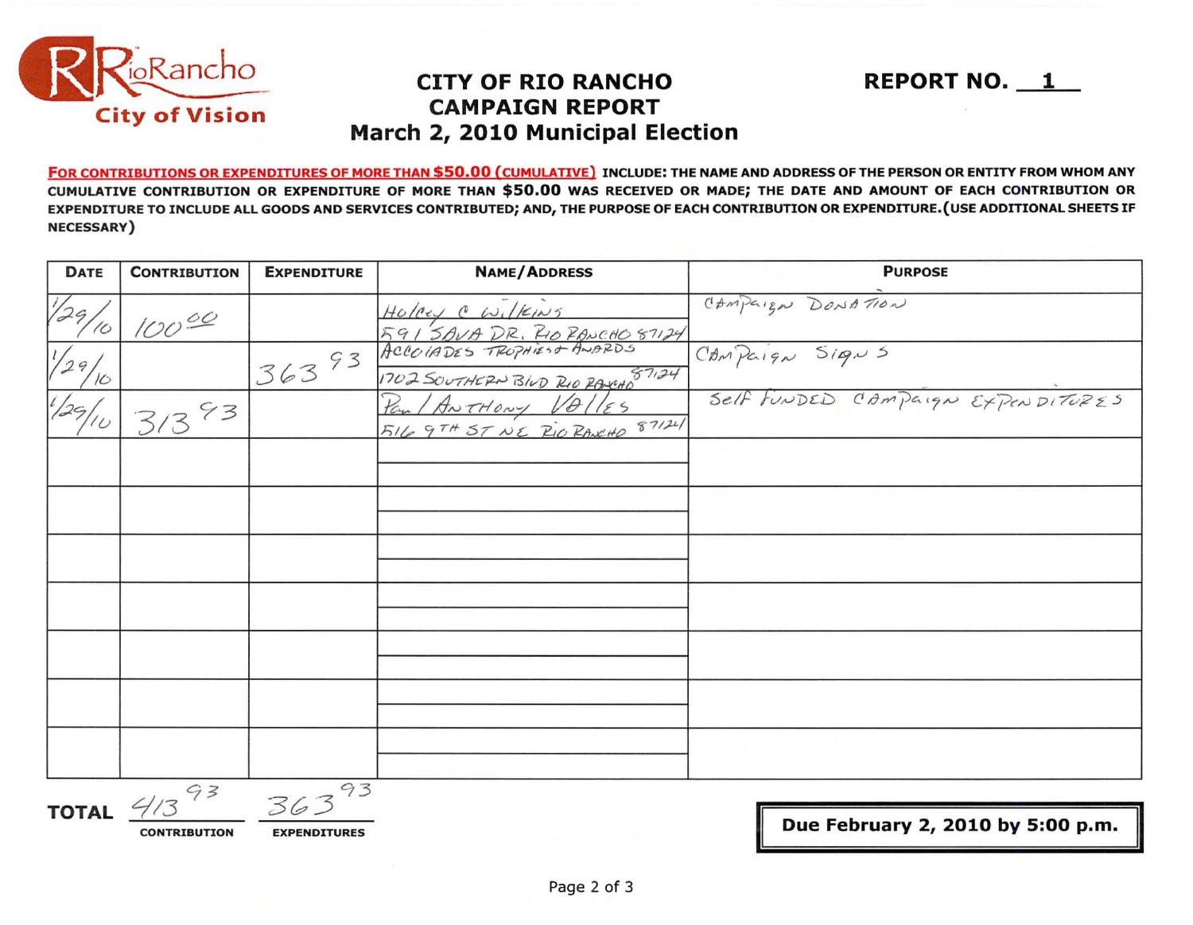RioRancho City of Vision

# CITY OF RIO RANCHO CAMPAIGN REPORT March 2, 2010 Municipal Election

**REPORT NO. 1**

**FOR CONTRIBUTIONS OR EXPENDITURES OF MORE THAN $50.00 (CUMULATIVE) INCLUDE: THE NAME AND ADDRESS OF THE PERSON OR ENTITY FROM WHOM ANY CUMULATIVE CONTRIBUTION OR EXPENDITURE OF MORE THAN $50.00 WAS RECEIVED OR MADE; THE DATE AND AMOUNT OF EACH CONTRIBUTION OR EXPENDITURE TO INCLUDE ALL GOODS AND SERVICES CONTRIBUTED; AND, THE PURPOSE OF EACH CONTRIBUTION OR EXPENDITURE. (USE ADDITIONAL SHEETS IF NECESSARY)**

| DATE | CONTRIBUTION | EXPENDITURE | NAME/ADDRESS | PURPOSE |
|---|---|---|---|---|
| 1/29/10 | 100.00 | | Holley C Wilkins<br>591 Sava Dr. Rio Rancho 87124 | Campaign Donation |
| 1/29/10 | | 363.93 | Accoiades Trophies & Awards<br>1702 Southern Blvd Rio Rancho 87124 | Campaign Signs |
| 1/29/10 | 313.93 | | Paul Anthony Valles<br>516 9th St NE Rio Rancho 87124 | Self Funded Campaign Expenditures |
| | | | | |
| | | | | |
| | | | | |
| | | | | |
| | | | | |
| | | | | |
| | | | | |

**TOTAL** 413.93 (CONTRIBUTION) 363.93 (EXPENDITURES)

**Due February 2, 2010 by 5:00 p.m.**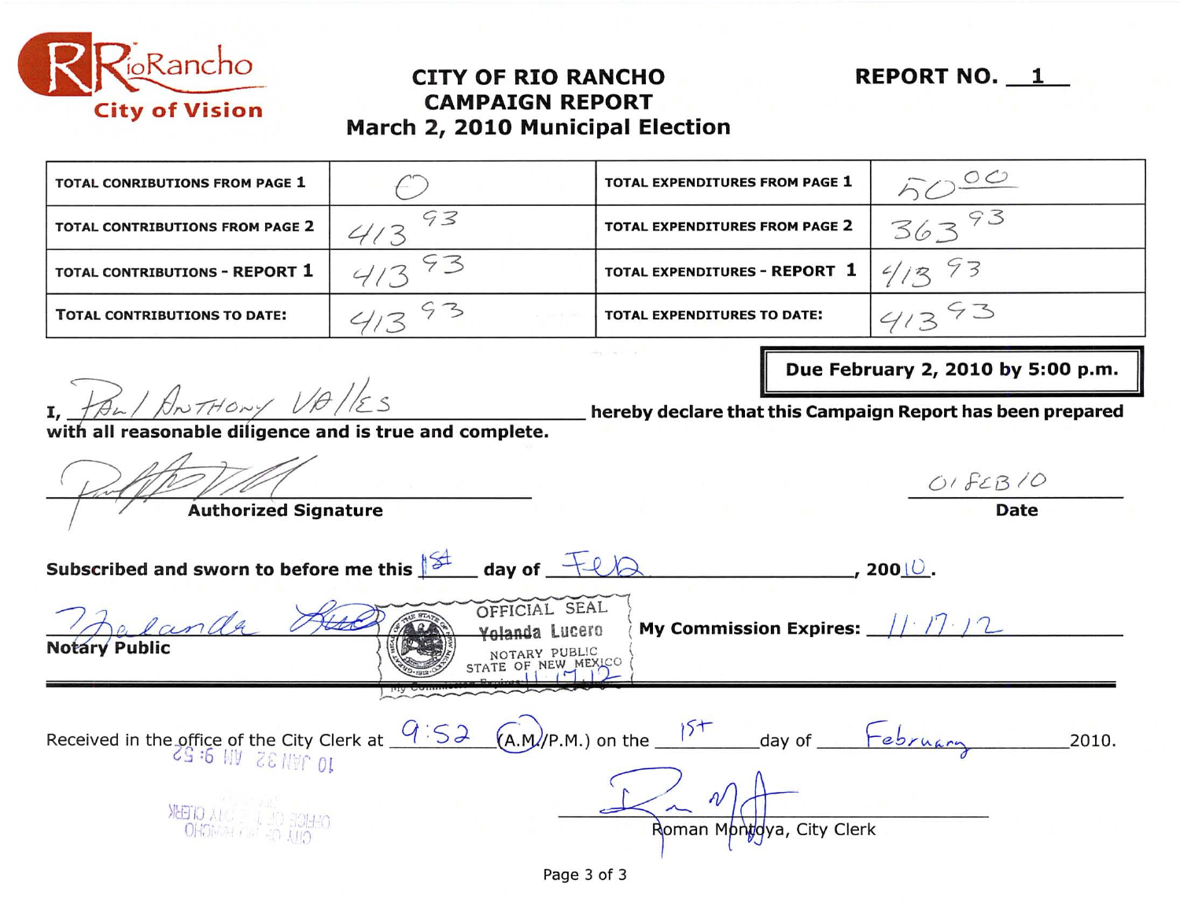RioRancho
City of Vision

# CITY OF RIO RANCHO
## CAMPAIGN REPORT
### March 2, 2010 Municipal Election

**REPORT NO. 1**

| | | | |
|---|---|---|---|
| TOTAL CONRIBUTIONS FROM PAGE 1 | 0 | TOTAL EXPENDITURES FROM PAGE 1 | 50.00 |
| TOTAL CONTRIBUTIONS FROM PAGE 2 | 413.93 | TOTAL EXPENDITURES FROM PAGE 2 | 363.93 |
| TOTAL CONTRIBUTIONS - REPORT 1 | 413.93 | TOTAL EXPENDITURES - REPORT 1 | 413.93 |
| TOTAL CONTRIBUTIONS TO DATE: | 413.93 | TOTAL EXPENDITURES TO DATE: | 413.93 |

**Due February 2, 2010 by 5:00 p.m.**

**I,** Paul Anthony Valles **hereby declare that this Campaign Report has been prepared with all reasonable diligence and is true and complete.**

[Signature]
**Authorized Signature**

01 FEB 10
**Date**

**Subscribed and sworn to before me this** 1st **day of** Feb**, 200**10**.**

Yolanda [Signature]
**Notary Public**

OFFICIAL SEAL
Yolanda Lucero
NOTARY PUBLIC
STATE OF NEW MEXICO
My Commission Expires: 11-17-12

**My Commission Expires:** 11-17-12

Received in the office of the City Clerk at 9:52 (A.M./P.M.) on the 1st day of February 2010.

10 JAN 22 AM 9:52
OFFICE OF CITY CLERK
CITY OF RIO RANCHO

[Signature]
Roman Montoya, City Clerk